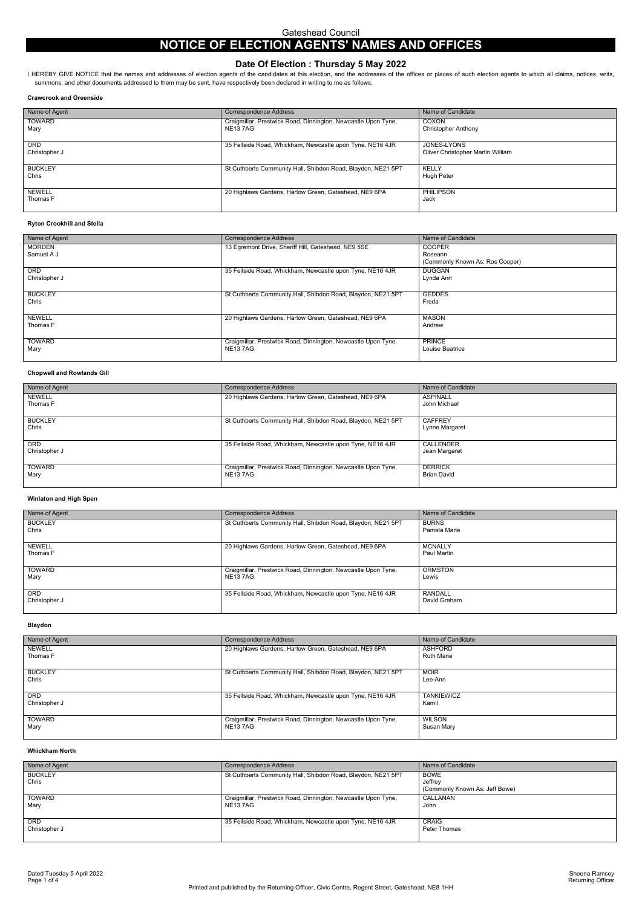Gateshead Council

# NOTICE OF ELECTION AGENTS' NAMES AND OFFICES

## Date Of Election : Thursday 5 May 2022

I HEREBY GIVE NOTICE that the names and addresses of election agents of the candidates at this election, and the addresses of the offices or places of such election agents to which all claims, notices, writs, summons, and other documents addressed to them may be sent, have respectively been declared in writing to me as follows:

### Crawcrook and Greenside

| Name of Agent | Correspondence Address | Name of Candidate |
|---|---|---|
| TOWARD Mary | Craigmillar, Prestwick Road, Dinnington, Newcastle Upon Tyne, NE13 7AG | COXON Christopher Anthony |
| ORD Christopher J | 35 Fellside Road, Whickham, Newcastle upon Tyne, NE16 4JR | JONES-LYONS Oliver Christopher Martin William |
| BUCKLEY Chris | St Cuthberts Community Hall, Shibdon Road, Blaydon, NE21 5PT | KELLY Hugh Peter |
| NEWELL Thomas F | 20 Highlaws Gardens, Harlow Green, Gateshead, NE9 6PA | PHILIPSON Jack |

### Ryton Crookhill and Stella

| Name of Agent | Correspondence Address | Name of Candidate |
|---|---|---|
| MORDEN Samuel A J | 13 Egremont Drive, Sheriff Hill, Gateshead, NE9 5SE | COOPER Roseann (Commonly Known As: Ros Cooper) |
| ORD Christopher J | 35 Fellside Road, Whickham, Newcastle upon Tyne, NE16 4JR | DUGGAN Lynda Ann |
| BUCKLEY Chris | St Cuthberts Community Hall, Shibdon Road, Blaydon, NE21 5PT | GEDDES Freda |
| NEWELL Thomas F | 20 Highlaws Gardens, Harlow Green, Gateshead, NE9 6PA | MASON Andrew |
| TOWARD Mary | Craigmillar, Prestwick Road, Dinnington, Newcastle Upon Tyne, NE13 7AG | PRINCE Louise Beatrice |

### Chopwell and Rowlands Gill

| Name of Agent | Correspondence Address | Name of Candidate |
|---|---|---|
| NEWELL Thomas F | 20 Highlaws Gardens, Harlow Green, Gateshead, NE9 6PA | ASPINALL John Michael |
| BUCKLEY Chris | St Cuthberts Community Hall, Shibdon Road, Blaydon, NE21 5PT | CAFFREY Lynne Margaret |
| ORD Christopher J | 35 Fellside Road, Whickham, Newcastle upon Tyne, NE16 4JR | CALLENDER Jean Margaret |
| TOWARD Mary | Craigmillar, Prestwick Road, Dinnington, Newcastle Upon Tyne, NE13 7AG | DERRICK Brian David |

### Winlaton and High Spen

| Name of Agent | Correspondence Address | Name of Candidate |
|---|---|---|
| BUCKLEY Chris | St Cuthberts Community Hall, Shibdon Road, Blaydon, NE21 5PT | BURNS Pamela Marie |
| NEWELL Thomas F | 20 Highlaws Gardens, Harlow Green, Gateshead, NE9 6PA | MCNALLY Paul Martin |
| TOWARD Mary | Craigmillar, Prestwick Road, Dinnington, Newcastle Upon Tyne, NE13 7AG | ORMSTON Lewis |
| ORD Christopher J | 35 Fellside Road, Whickham, Newcastle upon Tyne, NE16 4JR | RANDALL David Graham |

### Blaydon

| Name of Agent | Correspondence Address | Name of Candidate |
|---|---|---|
| NEWELL Thomas F | 20 Highlaws Gardens, Harlow Green, Gateshead, NE9 6PA | ASHFORD Ruth Marie |
| BUCKLEY Chris | St Cuthberts Community Hall, Shibdon Road, Blaydon, NE21 5PT | MOIR Lee-Ann |
| ORD Christopher J | 35 Fellside Road, Whickham, Newcastle upon Tyne, NE16 4JR | TANKIEWICZ Kamil |
| TOWARD Mary | Craigmillar, Prestwick Road, Dinnington, Newcastle Upon Tyne, NE13 7AG | WILSON Susan Mary |

### Whickham North

| Name of Agent | Correspondence Address | Name of Candidate |
|---|---|---|
| BUCKLEY Chris | St Cuthberts Community Hall, Shibdon Road, Blaydon, NE21 5PT | BOWE Jeffrey (Commonly Known As: Jeff Bowe) |
| TOWARD Mary | Craigmillar, Prestwick Road, Dinnington, Newcastle Upon Tyne, NE13 7AG | CALLANAN John |
| ORD Christopher J | 35 Fellside Road, Whickham, Newcastle upon Tyne, NE16 4JR | CRAIG Peter Thomas |

Dated Tuesday 5 April 2022

Sheena Ramsey
Returning Officer

Printed and published by the Returning Officer, Civic Centre, Regent Street, Gateshead, NE8 1HH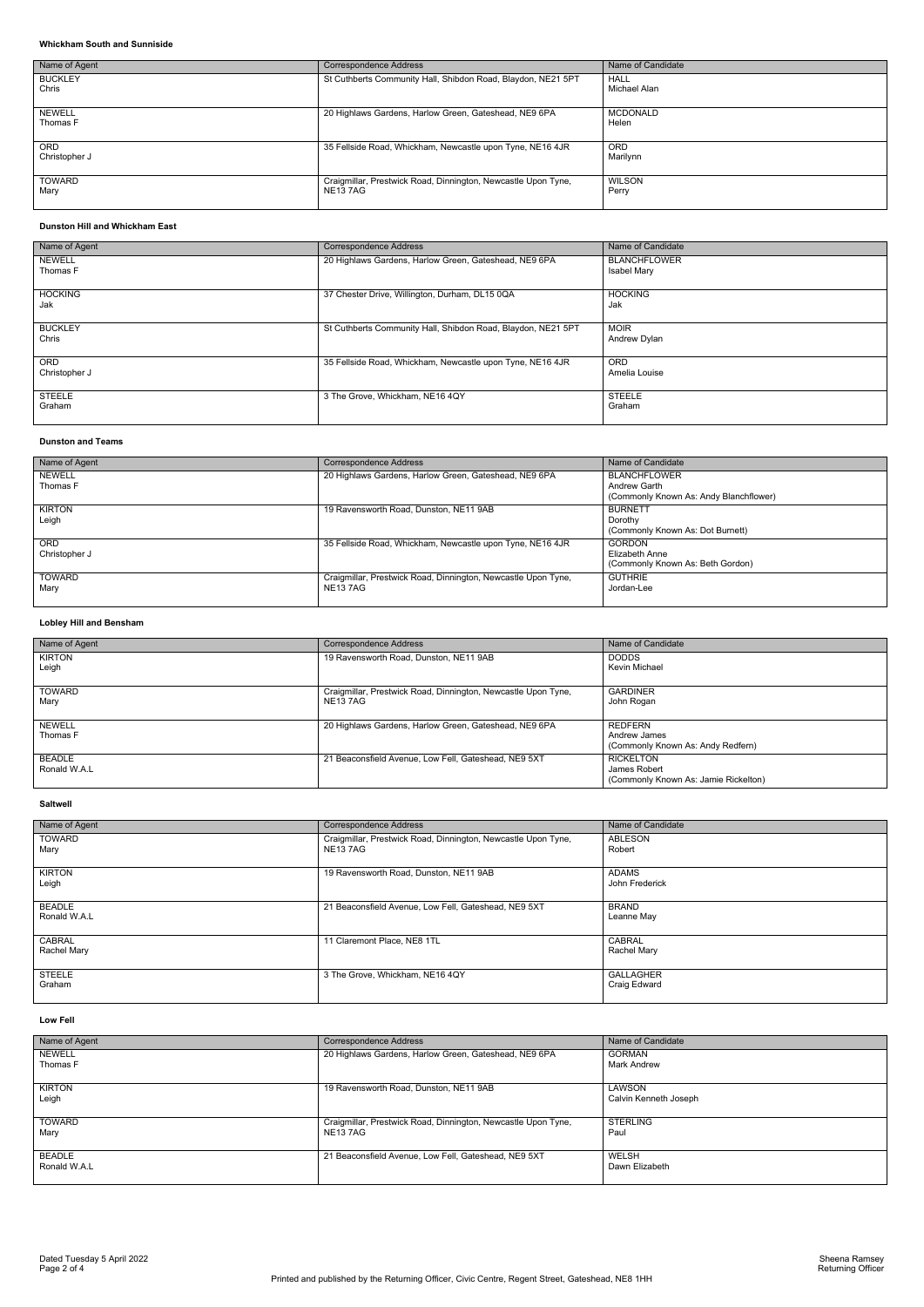### Whickham South and Sunniside

| Name of Agent | Correspondence Address | Name of Candidate |
|---|---|---|
| BUCKLEY Chris | St Cuthberts Community Hall, Shibdon Road, Blaydon, NE21 5PT | HALL Michael Alan |
| NEWELL Thomas F | 20 Highlaws Gardens, Harlow Green, Gateshead, NE9 6PA | MCDONALD Helen |
| ORD Christopher J | 35 Fellside Road, Whickham, Newcastle upon Tyne, NE16 4JR | ORD Marilynn |
| TOWARD Mary | Craigmillar, Prestwick Road, Dinnington, Newcastle Upon Tyne, NE13 7AG | WILSON Perry |

### Dunston Hill and Whickham East

| Name of Agent | Correspondence Address | Name of Candidate |
|---|---|---|
| NEWELL Thomas F | 20 Highlaws Gardens, Harlow Green, Gateshead, NE9 6PA | BLANCHFLOWER Isabel Mary |
| HOCKING Jak | 37 Chester Drive, Willington, Durham, DL15 0QA | HOCKING Jak |
| BUCKLEY Chris | St Cuthberts Community Hall, Shibdon Road, Blaydon, NE21 5PT | MOIR Andrew Dylan |
| ORD Christopher J | 35 Fellside Road, Whickham, Newcastle upon Tyne, NE16 4JR | ORD Amelia Louise |
| STEELE Graham | 3 The Grove, Whickham, NE16 4QY | STEELE Graham |

### Dunston and Teams

| Name of Agent | Correspondence Address | Name of Candidate |
|---|---|---|
| NEWELL Thomas F | 20 Highlaws Gardens, Harlow Green, Gateshead, NE9 6PA | BLANCHFLOWER Andrew Garth (Commonly Known As: Andy Blanchflower) |
| KIRTON Leigh | 19 Ravensworth Road, Dunston, NE11 9AB | BURNETT Dorothy (Commonly Known As: Dot Burnett) |
| ORD Christopher J | 35 Fellside Road, Whickham, Newcastle upon Tyne, NE16 4JR | GORDON Elizabeth Anne (Commonly Known As: Beth Gordon) |
| TOWARD Mary | Craigmillar, Prestwick Road, Dinnington, Newcastle Upon Tyne, NE13 7AG | GUTHRIE Jordan-Lee |

### Lobley Hill and Bensham

| Name of Agent | Correspondence Address | Name of Candidate |
|---|---|---|
| KIRTON Leigh | 19 Ravensworth Road, Dunston, NE11 9AB | DODDS Kevin Michael |
| TOWARD Mary | Craigmillar, Prestwick Road, Dinnington, Newcastle Upon Tyne, NE13 7AG | GARDINER John Rogan |
| NEWELL Thomas F | 20 Highlaws Gardens, Harlow Green, Gateshead, NE9 6PA | REDFERN Andrew James (Commonly Known As: Andy Redfern) |
| BEADLE Ronald W.A.L | 21 Beaconsfield Avenue, Low Fell, Gateshead, NE9 5XT | RICKELTON James Robert (Commonly Known As: Jamie Rickelton) |

### Saltwell

| Name of Agent | Correspondence Address | Name of Candidate |
|---|---|---|
| TOWARD Mary | Craigmillar, Prestwick Road, Dinnington, Newcastle Upon Tyne, NE13 7AG | ABLESON Robert |
| KIRTON Leigh | 19 Ravensworth Road, Dunston, NE11 9AB | ADAMS John Frederick |
| BEADLE Ronald W.A.L | 21 Beaconsfield Avenue, Low Fell, Gateshead, NE9 5XT | BRAND Leanne May |
| CABRAL Rachel Mary | 11 Claremont Place, NE8 1TL | CABRAL Rachel Mary |
| STEELE Graham | 3 The Grove, Whickham, NE16 4QY | GALLAGHER Craig Edward |

### Low Fell

| Name of Agent | Correspondence Address | Name of Candidate |
|---|---|---|
| NEWELL Thomas F | 20 Highlaws Gardens, Harlow Green, Gateshead, NE9 6PA | GORMAN Mark Andrew |
| KIRTON Leigh | 19 Ravensworth Road, Dunston, NE11 9AB | LAWSON Calvin Kenneth Joseph |
| TOWARD Mary | Craigmillar, Prestwick Road, Dinnington, Newcastle Upon Tyne, NE13 7AG | STERLING Paul |
| BEADLE Ronald W.A.L | 21 Beaconsfield Avenue, Low Fell, Gateshead, NE9 5XT | WELSH Dawn Elizabeth |

Dated Tuesday 5 April 2022

Sheena Ramsey
Returning Officer

Printed and published by the Returning Officer, Civic Centre, Regent Street, Gateshead, NE8 1HH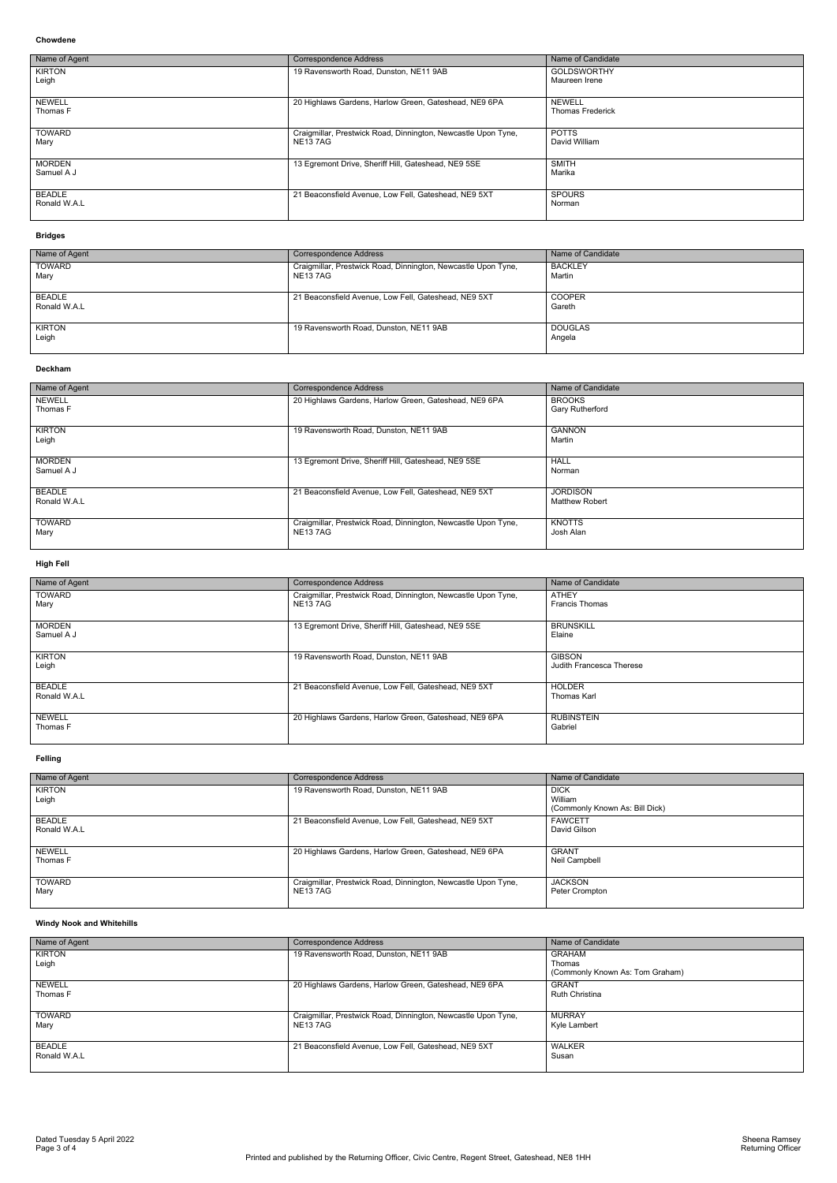### Chowdene

| Name of Agent | Correspondence Address | Name of Candidate |
| --- | --- | --- |
| KIRTON<br>Leigh | 19 Ravensworth Road, Dunston, NE11 9AB | GOLDSWORTHY<br>Maureen Irene |
| NEWELL<br>Thomas F | 20 Highlaws Gardens, Harlow Green, Gateshead, NE9 6PA | NEWELL<br>Thomas Frederick |
| TOWARD<br>Mary | Craigmillar, Prestwick Road, Dinnington, Newcastle Upon Tyne, NE13 7AG | POTTS<br>David William |
| MORDEN<br>Samuel A J | 13 Egremont Drive, Sheriff Hill, Gateshead, NE9 5SE | SMITH<br>Marika |
| BEADLE<br>Ronald W.A.L | 21 Beaconsfield Avenue, Low Fell, Gateshead, NE9 5XT | SPOURS<br>Norman |

### Bridges

| Name of Agent | Correspondence Address | Name of Candidate |
| --- | --- | --- |
| TOWARD<br>Mary | Craigmillar, Prestwick Road, Dinnington, Newcastle Upon Tyne, NE13 7AG | BACKLEY<br>Martin |
| BEADLE<br>Ronald W.A.L | 21 Beaconsfield Avenue, Low Fell, Gateshead, NE9 5XT | COOPER<br>Gareth |
| KIRTON<br>Leigh | 19 Ravensworth Road, Dunston, NE11 9AB | DOUGLAS<br>Angela |

### Deckham

| Name of Agent | Correspondence Address | Name of Candidate |
| --- | --- | --- |
| NEWELL<br>Thomas F | 20 Highlaws Gardens, Harlow Green, Gateshead, NE9 6PA | BROOKS<br>Gary Rutherford |
| KIRTON<br>Leigh | 19 Ravensworth Road, Dunston, NE11 9AB | GANNON<br>Martin |
| MORDEN<br>Samuel A J | 13 Egremont Drive, Sheriff Hill, Gateshead, NE9 5SE | HALL<br>Norman |
| BEADLE<br>Ronald W.A.L | 21 Beaconsfield Avenue, Low Fell, Gateshead, NE9 5XT | JORDISON<br>Matthew Robert |
| TOWARD<br>Mary | Craigmillar, Prestwick Road, Dinnington, Newcastle Upon Tyne, NE13 7AG | KNOTTS<br>Josh Alan |

### High Fell

| Name of Agent | Correspondence Address | Name of Candidate |
| --- | --- | --- |
| TOWARD<br>Mary | Craigmillar, Prestwick Road, Dinnington, Newcastle Upon Tyne, NE13 7AG | ATHEY<br>Francis Thomas |
| MORDEN<br>Samuel A J | 13 Egremont Drive, Sheriff Hill, Gateshead, NE9 5SE | BRUNSKILL<br>Elaine |
| KIRTON<br>Leigh | 19 Ravensworth Road, Dunston, NE11 9AB | GIBSON<br>Judith Francesca Therese |
| BEADLE<br>Ronald W.A.L | 21 Beaconsfield Avenue, Low Fell, Gateshead, NE9 5XT | HOLDER<br>Thomas Karl |
| NEWELL<br>Thomas F | 20 Highlaws Gardens, Harlow Green, Gateshead, NE9 6PA | RUBINSTEIN<br>Gabriel |

### Felling

| Name of Agent | Correspondence Address | Name of Candidate |
| --- | --- | --- |
| KIRTON<br>Leigh | 19 Ravensworth Road, Dunston, NE11 9AB | DICK<br>William<br>(Commonly Known As: Bill Dick) |
| BEADLE<br>Ronald W.A.L | 21 Beaconsfield Avenue, Low Fell, Gateshead, NE9 5XT | FAWCETT<br>David Gilson |
| NEWELL<br>Thomas F | 20 Highlaws Gardens, Harlow Green, Gateshead, NE9 6PA | GRANT<br>Neil Campbell |
| TOWARD<br>Mary | Craigmillar, Prestwick Road, Dinnington, Newcastle Upon Tyne, NE13 7AG | JACKSON<br>Peter Crompton |

### Windy Nook and Whitehills

| Name of Agent | Correspondence Address | Name of Candidate |
| --- | --- | --- |
| KIRTON<br>Leigh | 19 Ravensworth Road, Dunston, NE11 9AB | GRAHAM<br>Thomas<br>(Commonly Known As: Tom Graham) |
| NEWELL<br>Thomas F | 20 Highlaws Gardens, Harlow Green, Gateshead, NE9 6PA | GRANT<br>Ruth Christina |
| TOWARD<br>Mary | Craigmillar, Prestwick Road, Dinnington, Newcastle Upon Tyne, NE13 7AG | MURRAY<br>Kyle Lambert |
| BEADLE<br>Ronald W.A.L | 21 Beaconsfield Avenue, Low Fell, Gateshead, NE9 5XT | WALKER<br>Susan |

Dated Tuesday 5 April 2022

Sheena Ramsey
Returning Officer

Printed and published by the Returning Officer, Civic Centre, Regent Street, Gateshead, NE8 1HH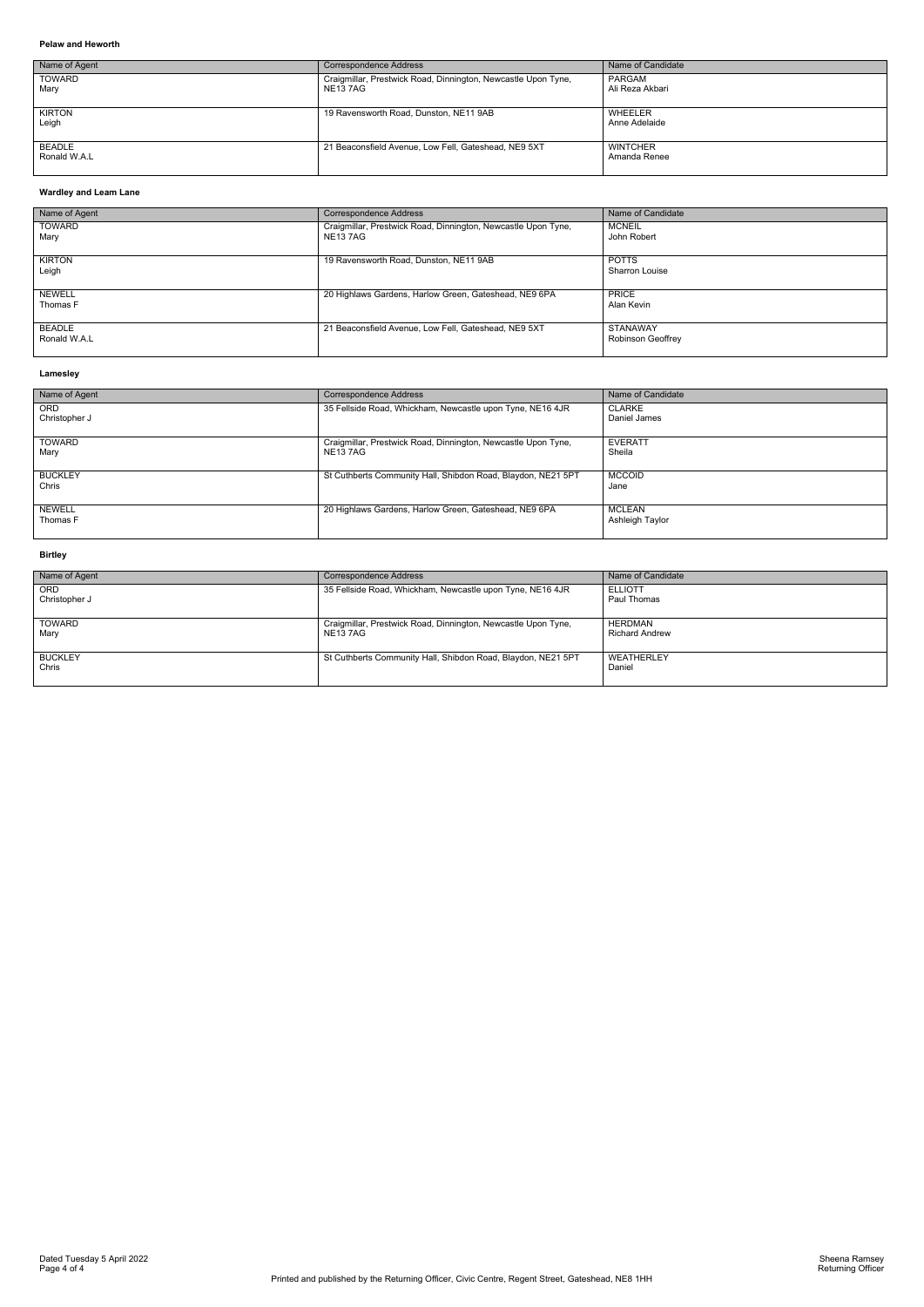**Pelaw and Heworth**

| Name of Agent | Correspondence Address | Name of Candidate |
|---|---|---|
| TOWARD Mary | Craigmillar, Prestwick Road, Dinnington, Newcastle Upon Tyne, NE13 7AG | PARGAM Ali Reza Akbari |
| KIRTON Leigh | 19 Ravensworth Road, Dunston, NE11 9AB | WHEELER Anne Adelaide |
| BEADLE Ronald W.A.L | 21 Beaconsfield Avenue, Low Fell, Gateshead, NE9 5XT | WINTCHER Amanda Renee |

**Wardley and Leam Lane**

| Name of Agent | Correspondence Address | Name of Candidate |
|---|---|---|
| TOWARD Mary | Craigmillar, Prestwick Road, Dinnington, Newcastle Upon Tyne, NE13 7AG | MCNEIL John Robert |
| KIRTON Leigh | 19 Ravensworth Road, Dunston, NE11 9AB | POTTS Sharron Louise |
| NEWELL Thomas F | 20 Highlaws Gardens, Harlow Green, Gateshead, NE9 6PA | PRICE Alan Kevin |
| BEADLE Ronald W.A.L | 21 Beaconsfield Avenue, Low Fell, Gateshead, NE9 5XT | STANAWAY Robinson Geoffrey |

**Lamesley**

| Name of Agent | Correspondence Address | Name of Candidate |
|---|---|---|
| ORD Christopher J | 35 Fellside Road, Whickham, Newcastle upon Tyne, NE16 4JR | CLARKE Daniel James |
| TOWARD Mary | Craigmillar, Prestwick Road, Dinnington, Newcastle Upon Tyne, NE13 7AG | EVERATT Sheila |
| BUCKLEY Chris | St Cuthberts Community Hall, Shibdon Road, Blaydon, NE21 5PT | MCCOID Jane |
| NEWELL Thomas F | 20 Highlaws Gardens, Harlow Green, Gateshead, NE9 6PA | MCLEAN Ashleigh Taylor |

**Birtley**

| Name of Agent | Correspondence Address | Name of Candidate |
|---|---|---|
| ORD Christopher J | 35 Fellside Road, Whickham, Newcastle upon Tyne, NE16 4JR | ELLIOTT Paul Thomas |
| TOWARD Mary | Craigmillar, Prestwick Road, Dinnington, Newcastle Upon Tyne, NE13 7AG | HERDMAN Richard Andrew |
| BUCKLEY Chris | St Cuthberts Community Hall, Shibdon Road, Blaydon, NE21 5PT | WEATHERLEY Daniel |

Dated Tuesday 5 April 2022

Sheena Ramsey
Returning Officer

Printed and published by the Returning Officer, Civic Centre, Regent Street, Gateshead, NE8 1HH